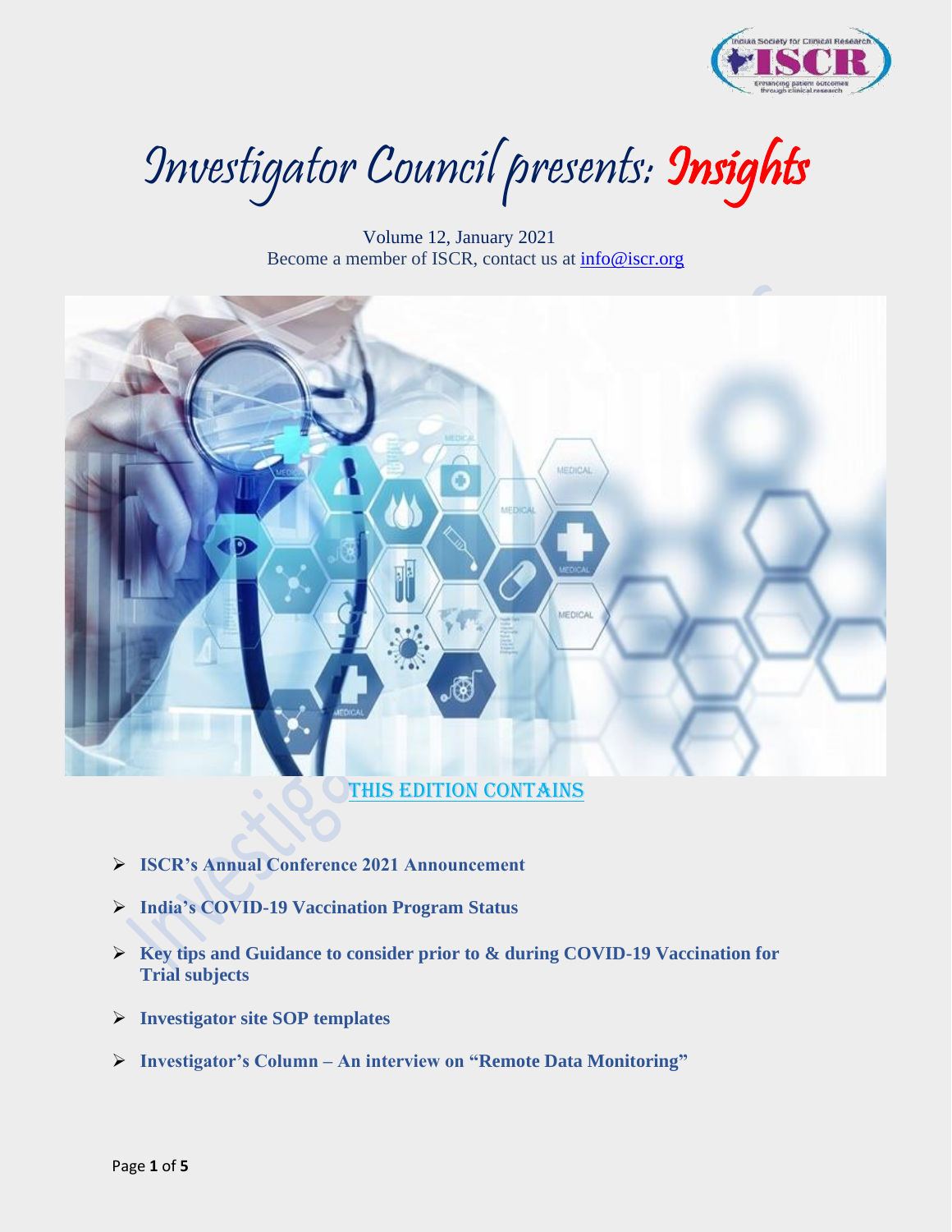# Investigator Council presents: Insights

Volume 12, January 2021
Become a member of ISCR, contact us at info@iscr.org

## THIS EDITION CONTAINS

- **ISCR's Annual Conference 2021 Announcement**
- **India's COVID-19 Vaccination Program Status**
- **Key tips and Guidance to consider prior to & during COVID-19 Vaccination for Trial subjects**
- **Investigator site SOP templates**
- **Investigator's Column – An interview on "Remote Data Monitoring"**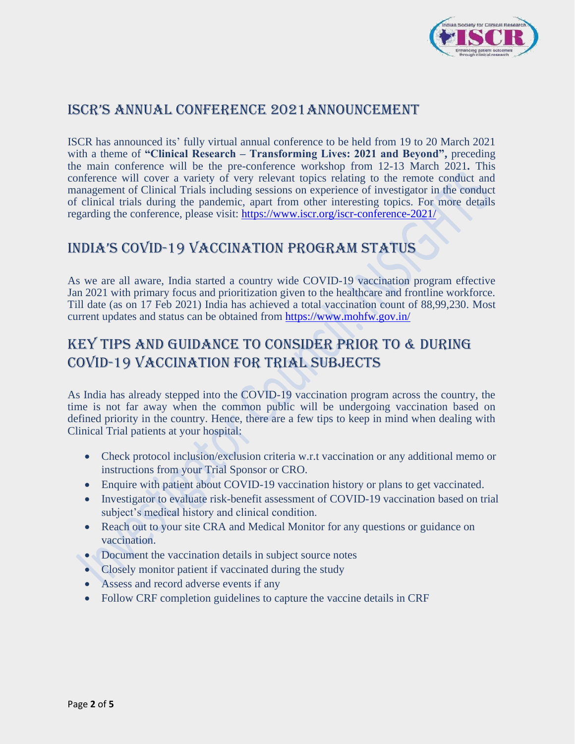## ISCR's Annual Conference 2021 Announcement

ISCR has announced its' fully virtual annual conference to be held from 19 to 20 March 2021 with a theme of **"Clinical Research – Transforming Lives: 2021 and Beyond",** preceding the main conference will be the pre-conference workshop from 12-13 March 2021**.** This conference will cover a variety of very relevant topics relating to the remote conduct and management of Clinical Trials including sessions on experience of investigator in the conduct of clinical trials during the pandemic, apart from other interesting topics. For more details regarding the conference, please visit: https://www.iscr.org/iscr-conference-2021/

## India's COVID-19 Vaccination Program Status

As we are all aware, India started a country wide COVID-19 vaccination program effective Jan 2021 with primary focus and prioritization given to the healthcare and frontline workforce. Till date (as on 17 Feb 2021) India has achieved a total vaccination count of 88,99,230. Most current updates and status can be obtained from https://www.mohfw.gov.in/

## Key Tips and Guidance to Consider Prior to & During COVID-19 Vaccination for Trial Subjects

As India has already stepped into the COVID-19 vaccination program across the country, the time is not far away when the common public will be undergoing vaccination based on defined priority in the country. Hence, there are a few tips to keep in mind when dealing with Clinical Trial patients at your hospital:

- Check protocol inclusion/exclusion criteria w.r.t vaccination or any additional memo or instructions from your Trial Sponsor or CRO.
- Enquire with patient about COVID-19 vaccination history or plans to get vaccinated.
- Investigator to evaluate risk-benefit assessment of COVID-19 vaccination based on trial subject's medical history and clinical condition.
- Reach out to your site CRA and Medical Monitor for any questions or guidance on vaccination.
- Document the vaccination details in subject source notes
- Closely monitor patient if vaccinated during the study
- Assess and record adverse events if any
- Follow CRF completion guidelines to capture the vaccine details in CRF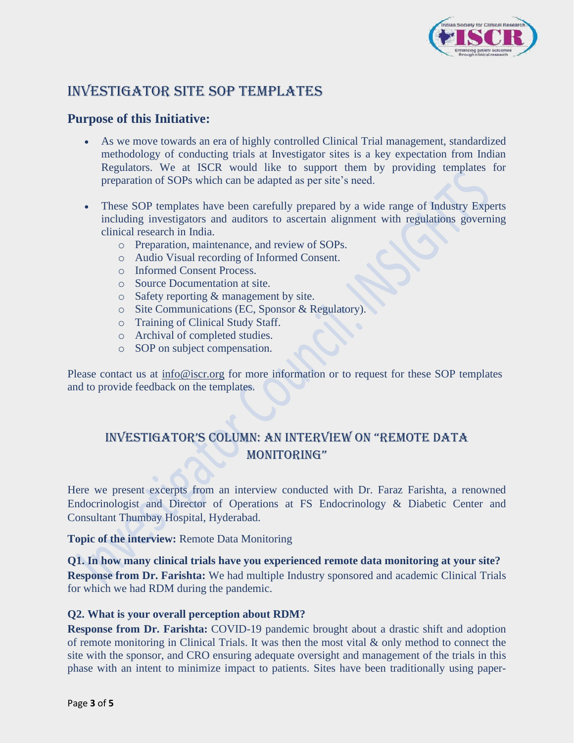# INVESTIGATOR SITE SOP TEMPLATES

## Purpose of this Initiative:

- As we move towards an era of highly controlled Clinical Trial management, standardized methodology of conducting trials at Investigator sites is a key expectation from Indian Regulators. We at ISCR would like to support them by providing templates for preparation of SOPs which can be adapted as per site's need.
- These SOP templates have been carefully prepared by a wide range of Industry Experts including investigators and auditors to ascertain alignment with regulations governing clinical research in India.
  - Preparation, maintenance, and review of SOPs.
  - Audio Visual recording of Informed Consent.
  - Informed Consent Process.
  - Source Documentation at site.
  - Safety reporting & management by site.
  - Site Communications (EC, Sponsor & Regulatory).
  - Training of Clinical Study Staff.
  - Archival of completed studies.
  - SOP on subject compensation.

Please contact us at info@iscr.org for more information or to request for these SOP templates and to provide feedback on the templates.

# INVESTIGATOR'S COLUMN: AN INTERVIEW ON "REMOTE DATA MONITORING"

Here we present excerpts from an interview conducted with Dr. Faraz Farishta, a renowned Endocrinologist and Director of Operations at FS Endocrinology & Diabetic Center and Consultant Thumbay Hospital, Hyderabad.

**Topic of the interview:** Remote Data Monitoring

**Q1. In how many clinical trials have you experienced remote data monitoring at your site?**
**Response from Dr. Farishta:** We had multiple Industry sponsored and academic Clinical Trials for which we had RDM during the pandemic.

**Q2. What is your overall perception about RDM?**
**Response from Dr. Farishta:** COVID-19 pandemic brought about a drastic shift and adoption of remote monitoring in Clinical Trials. It was then the most vital & only method to connect the site with the sponsor, and CRO ensuring adequate oversight and management of the trials in this phase with an intent to minimize impact to patients. Sites have been traditionally using paper-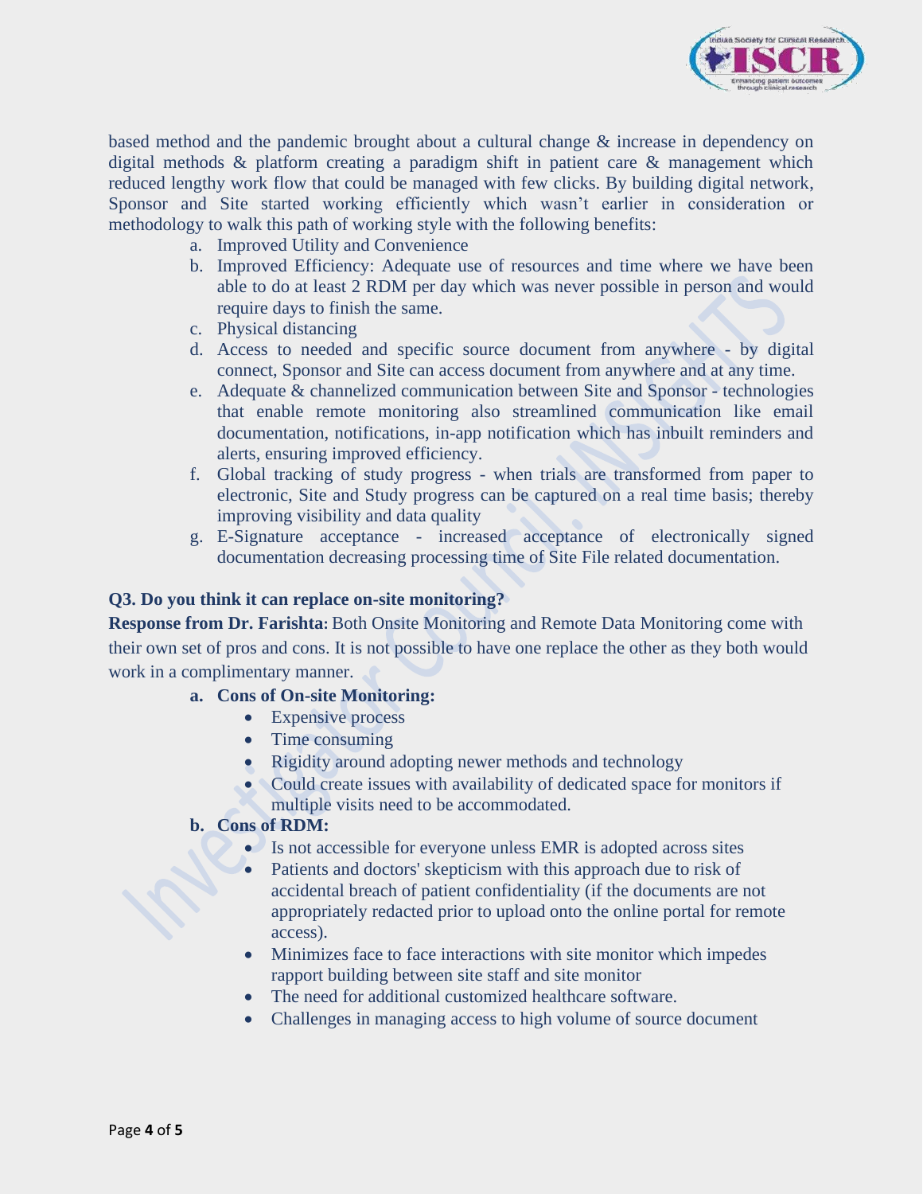based method and the pandemic brought about a cultural change & increase in dependency on digital methods & platform creating a paradigm shift in patient care & management which reduced lengthy work flow that could be managed with few clicks. By building digital network, Sponsor and Site started working efficiently which wasn't earlier in consideration or methodology to walk this path of working style with the following benefits:

a. Improved Utility and Convenience
b. Improved Efficiency: Adequate use of resources and time where we have been able to do at least 2 RDM per day which was never possible in person and would require days to finish the same.
c. Physical distancing
d. Access to needed and specific source document from anywhere - by digital connect, Sponsor and Site can access document from anywhere and at any time.
e. Adequate & channelized communication between Site and Sponsor - technologies that enable remote monitoring also streamlined communication like email documentation, notifications, in-app notification which has inbuilt reminders and alerts, ensuring improved efficiency.
f. Global tracking of study progress - when trials are transformed from paper to electronic, Site and Study progress can be captured on a real time basis; thereby improving visibility and data quality
g. E-Signature acceptance - increased acceptance of electronically signed documentation decreasing processing time of Site File related documentation.

**Q3. Do you think it can replace on-site monitoring?**

**Response from Dr. Farishta:** Both Onsite Monitoring and Remote Data Monitoring come with their own set of pros and cons. It is not possible to have one replace the other as they both would work in a complimentary manner.

**a. Cons of On-site Monitoring:**

- Expensive process
- Time consuming
- Rigidity around adopting newer methods and technology
- Could create issues with availability of dedicated space for monitors if multiple visits need to be accommodated.

**b. Cons of RDM:**

- Is not accessible for everyone unless EMR is adopted across sites
- Patients and doctors' skepticism with this approach due to risk of accidental breach of patient confidentiality (if the documents are not appropriately redacted prior to upload onto the online portal for remote access).
- Minimizes face to face interactions with site monitor which impedes rapport building between site staff and site monitor
- The need for additional customized healthcare software.
- Challenges in managing access to high volume of source document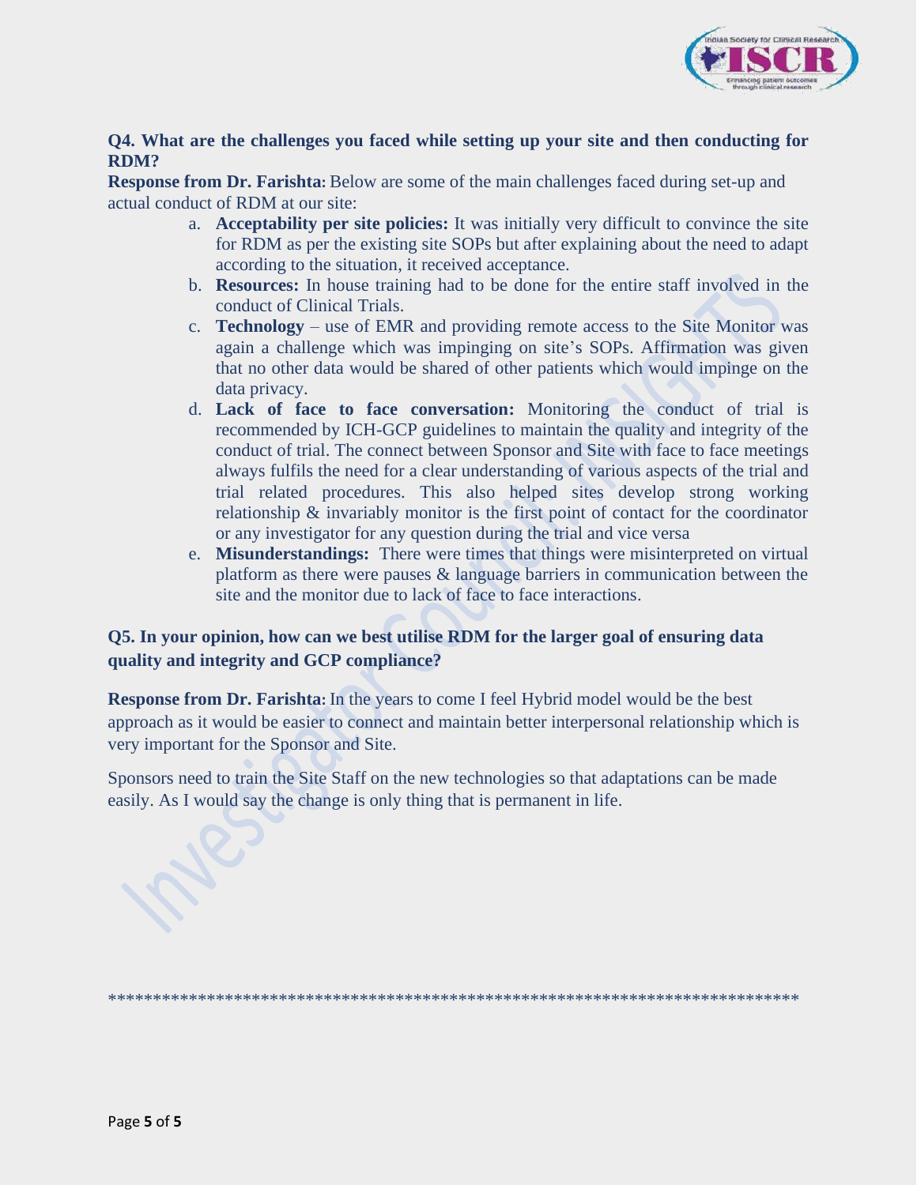**Q4. What are the challenges you faced while setting up your site and then conducting for RDM?**

**Response from Dr. Farishta:** Below are some of the main challenges faced during set-up and actual conduct of RDM at our site:

a. **Acceptability per site policies:** It was initially very difficult to convince the site for RDM as per the existing site SOPs but after explaining about the need to adapt according to the situation, it received acceptance.
b. **Resources:** In house training had to be done for the entire staff involved in the conduct of Clinical Trials.
c. **Technology** – use of EMR and providing remote access to the Site Monitor was again a challenge which was impinging on site's SOPs. Affirmation was given that no other data would be shared of other patients which would impinge on the data privacy.
d. **Lack of face to face conversation:** Monitoring the conduct of trial is recommended by ICH-GCP guidelines to maintain the quality and integrity of the conduct of trial. The connect between Sponsor and Site with face to face meetings always fulfils the need for a clear understanding of various aspects of the trial and trial related procedures. This also helped sites develop strong working relationship & invariably monitor is the first point of contact for the coordinator or any investigator for any question during the trial and vice versa
e. **Misunderstandings:** There were times that things were misinterpreted on virtual platform as there were pauses & language barriers in communication between the site and the monitor due to lack of face to face interactions.

**Q5. In your opinion, how can we best utilise RDM for the larger goal of ensuring data quality and integrity and GCP compliance?**

**Response from Dr. Farishta:** In the years to come I feel Hybrid model would be the best approach as it would be easier to connect and maintain better interpersonal relationship which is very important for the Sponsor and Site.

Sponsors need to train the Site Staff on the new technologies so that adaptations can be made easily. As I would say the change is only thing that is permanent in life.

*****************************************************************************